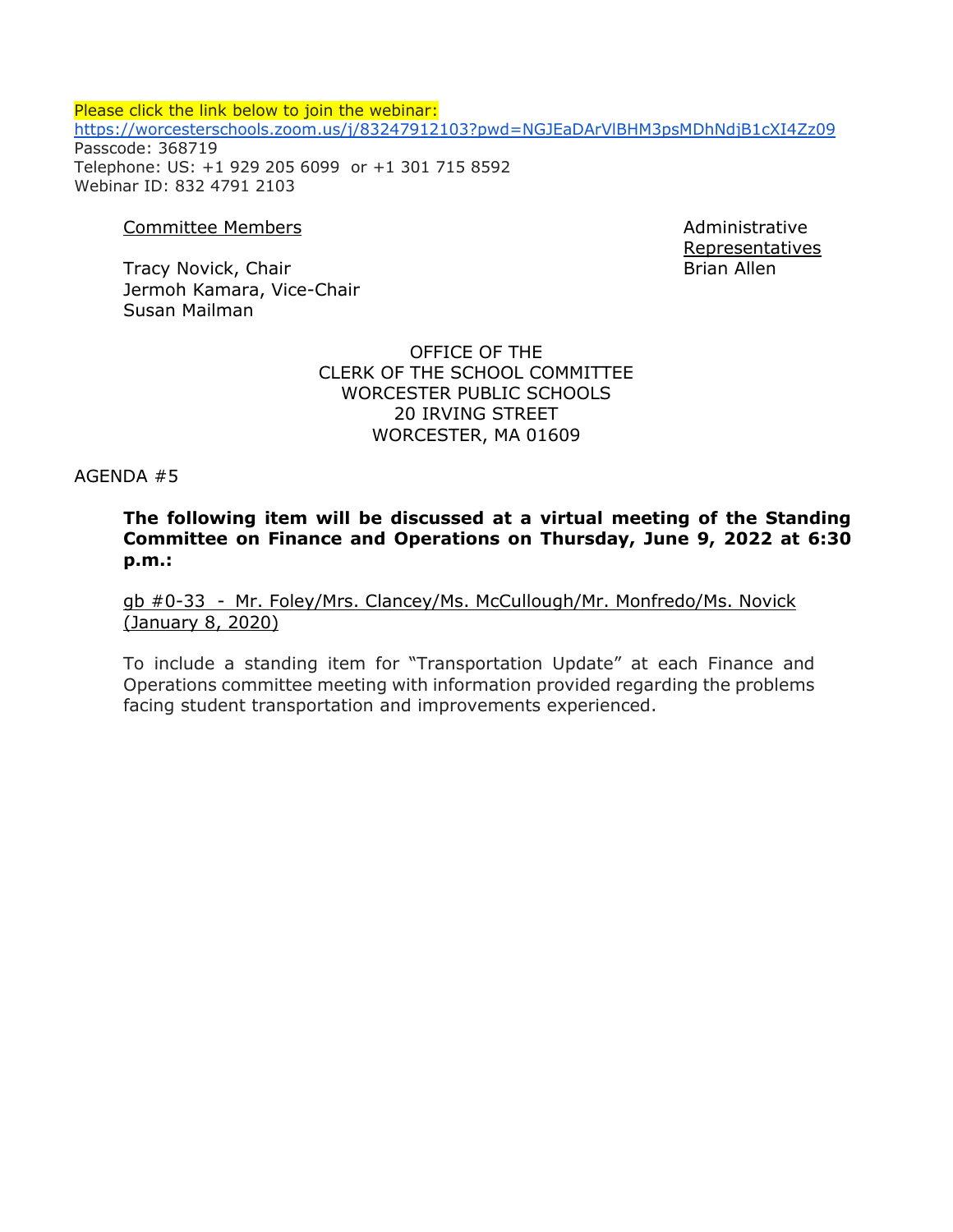Please click the link below to join the webinar:
https://worcesterschools.zoom.us/j/83247912103?pwd=NGJEaDArVlBHM3psMDhNdjB1cXI4Zz09
Passcode: 368719
Telephone: US: +1 929 205 6099 or +1 301 715 8592
Webinar ID: 832 4791 2103

Committee Members

Tracy Novick, Chair
Jermoh Kamara, Vice-Chair
Susan Mailman

Administrative Representatives
Brian Allen

OFFICE OF THE
CLERK OF THE SCHOOL COMMITTEE
WORCESTER PUBLIC SCHOOLS
20 IRVING STREET
WORCESTER, MA 01609

AGENDA #5

**The following item will be discussed at a virtual meeting of the Standing Committee on Finance and Operations on Thursday, June 9, 2022 at 6:30 p.m.:**

gb #0-33 - Mr. Foley/Mrs. Clancey/Ms. McCullough/Mr. Monfredo/Ms. Novick (January 8, 2020)

To include a standing item for "Transportation Update" at each Finance and Operations committee meeting with information provided regarding the problems facing student transportation and improvements experienced.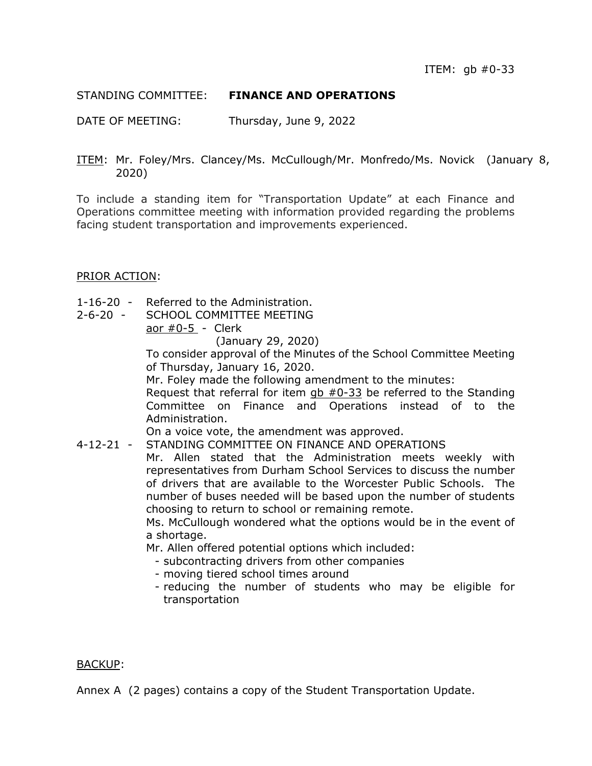ITEM: gb #0-33

STANDING COMMITTEE: **FINANCE AND OPERATIONS**

DATE OF MEETING: Thursday, June 9, 2022

ITEM: Mr. Foley/Mrs. Clancey/Ms. McCullough/Mr. Monfredo/Ms. Novick (January 8, 2020)

To include a standing item for "Transportation Update" at each Finance and Operations committee meeting with information provided regarding the problems facing student transportation and improvements experienced.

PRIOR ACTION:

1-16-20 - Referred to the Administration.

2-6-20 - SCHOOL COMMITTEE MEETING
aor #0-5 - Clerk
(January 29, 2020)
To consider approval of the Minutes of the School Committee Meeting of Thursday, January 16, 2020.
Mr. Foley made the following amendment to the minutes:
Request that referral for item gb #0-33 be referred to the Standing Committee on Finance and Operations instead of to the Administration.
On a voice vote, the amendment was approved.

4-12-21 - STANDING COMMITTEE ON FINANCE AND OPERATIONS
Mr. Allen stated that the Administration meets weekly with representatives from Durham School Services to discuss the number of drivers that are available to the Worcester Public Schools. The number of buses needed will be based upon the number of students choosing to return to school or remaining remote.
Ms. McCullough wondered what the options would be in the event of a shortage.
Mr. Allen offered potential options which included:
- subcontracting drivers from other companies
- moving tiered school times around
- reducing the number of students who may be eligible for transportation

BACKUP:

Annex A (2 pages) contains a copy of the Student Transportation Update.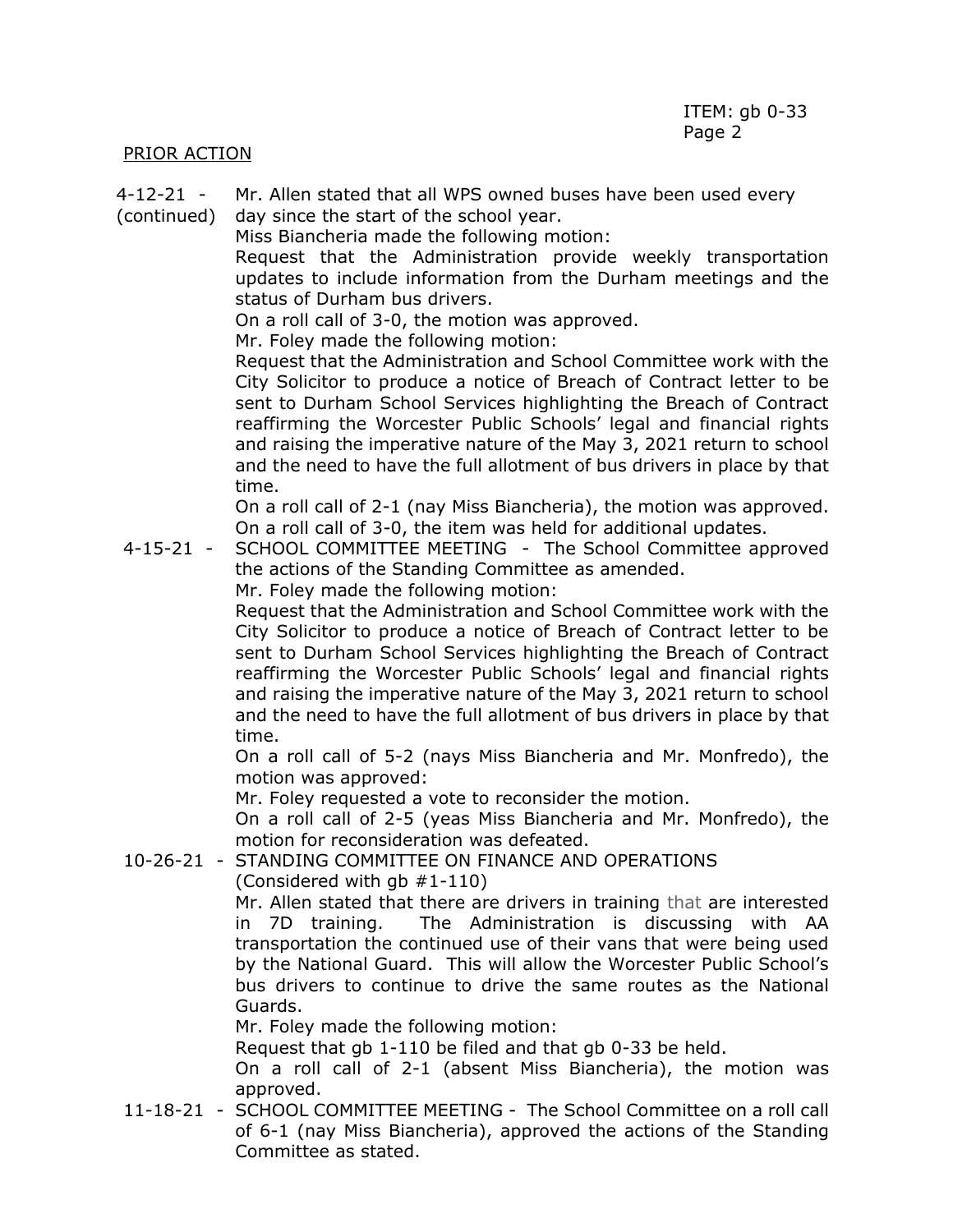ITEM: gb 0-33
Page 2

PRIOR ACTION

4-12-21 - (continued) Mr. Allen stated that all WPS owned buses have been used every day since the start of the school year.

Miss Biancheria made the following motion:

Request that the Administration provide weekly transportation updates to include information from the Durham meetings and the status of Durham bus drivers.

On a roll call of 3-0, the motion was approved.

Mr. Foley made the following motion:

Request that the Administration and School Committee work with the City Solicitor to produce a notice of Breach of Contract letter to be sent to Durham School Services highlighting the Breach of Contract reaffirming the Worcester Public Schools' legal and financial rights and raising the imperative nature of the May 3, 2021 return to school and the need to have the full allotment of bus drivers in place by that time.

On a roll call of 2-1 (nay Miss Biancheria), the motion was approved.

On a roll call of 3-0, the item was held for additional updates.

4-15-21 - SCHOOL COMMITTEE MEETING - The School Committee approved the actions of the Standing Committee as amended.

Mr. Foley made the following motion:

Request that the Administration and School Committee work with the City Solicitor to produce a notice of Breach of Contract letter to be sent to Durham School Services highlighting the Breach of Contract reaffirming the Worcester Public Schools' legal and financial rights and raising the imperative nature of the May 3, 2021 return to school and the need to have the full allotment of bus drivers in place by that time.

On a roll call of 5-2 (nays Miss Biancheria and Mr. Monfredo), the motion was approved:

Mr. Foley requested a vote to reconsider the motion.

On a roll call of 2-5 (yeas Miss Biancheria and Mr. Monfredo), the motion for reconsideration was defeated.

10-26-21 - STANDING COMMITTEE ON FINANCE AND OPERATIONS (Considered with gb #1-110)

Mr. Allen stated that there are drivers in training that are interested in 7D training. The Administration is discussing with AA transportation the continued use of their vans that were being used by the National Guard. This will allow the Worcester Public School's bus drivers to continue to drive the same routes as the National Guards.

Mr. Foley made the following motion:

Request that gb 1-110 be filed and that gb 0-33 be held.

On a roll call of 2-1 (absent Miss Biancheria), the motion was approved.

11-18-21 - SCHOOL COMMITTEE MEETING - The School Committee on a roll call of 6-1 (nay Miss Biancheria), approved the actions of the Standing Committee as stated.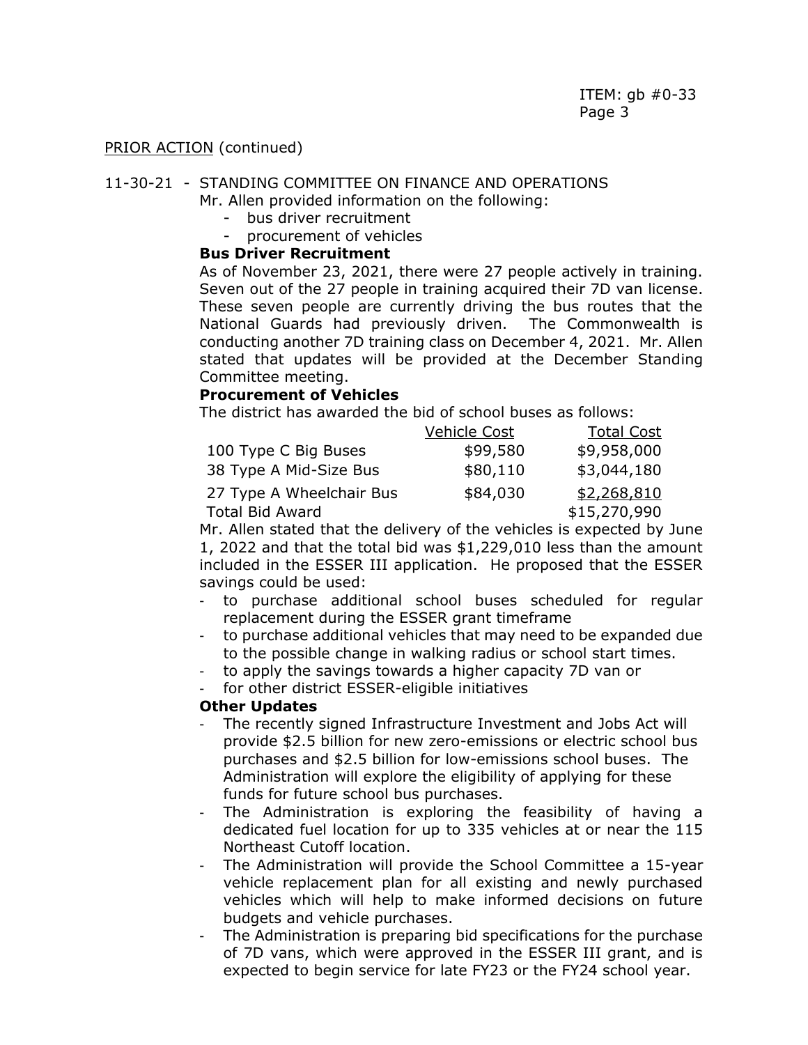PRIOR ACTION (continued)

11-30-21 - STANDING COMMITTEE ON FINANCE AND OPERATIONS

Mr. Allen provided information on the following:

- bus driver recruitment
- procurement of vehicles

**Bus Driver Recruitment**

As of November 23, 2021, there were 27 people actively in training. Seven out of the 27 people in training acquired their 7D van license. These seven people are currently driving the bus routes that the National Guards had previously driven. The Commonwealth is conducting another 7D training class on December 4, 2021. Mr. Allen stated that updates will be provided at the December Standing Committee meeting.

**Procurement of Vehicles**

The district has awarded the bid of school buses as follows:

| | Vehicle Cost | Total Cost |
|---|---|---|
| 100 Type C Big Buses | $99,580 | $9,958,000 |
| 38 Type A Mid-Size Bus | $80,110 | $3,044,180 |
| 27 Type A Wheelchair Bus | $84,030 | $2,268,810 |
| Total Bid Award | | $15,270,990 |

Mr. Allen stated that the delivery of the vehicles is expected by June 1, 2022 and that the total bid was $1,229,010 less than the amount included in the ESSER III application. He proposed that the ESSER savings could be used:

- to purchase additional school buses scheduled for regular replacement during the ESSER grant timeframe
- to purchase additional vehicles that may need to be expanded due to the possible change in walking radius or school start times.
- to apply the savings towards a higher capacity 7D van or
- for other district ESSER-eligible initiatives

**Other Updates**

- The recently signed Infrastructure Investment and Jobs Act will provide $2.5 billion for new zero-emissions or electric school bus purchases and $2.5 billion for low-emissions school buses. The Administration will explore the eligibility of applying for these funds for future school bus purchases.
- The Administration is exploring the feasibility of having a dedicated fuel location for up to 335 vehicles at or near the 115 Northeast Cutoff location.
- The Administration will provide the School Committee a 15-year vehicle replacement plan for all existing and newly purchased vehicles which will help to make informed decisions on future budgets and vehicle purchases.
- The Administration is preparing bid specifications for the purchase of 7D vans, which were approved in the ESSER III grant, and is expected to begin service for late FY23 or the FY24 school year.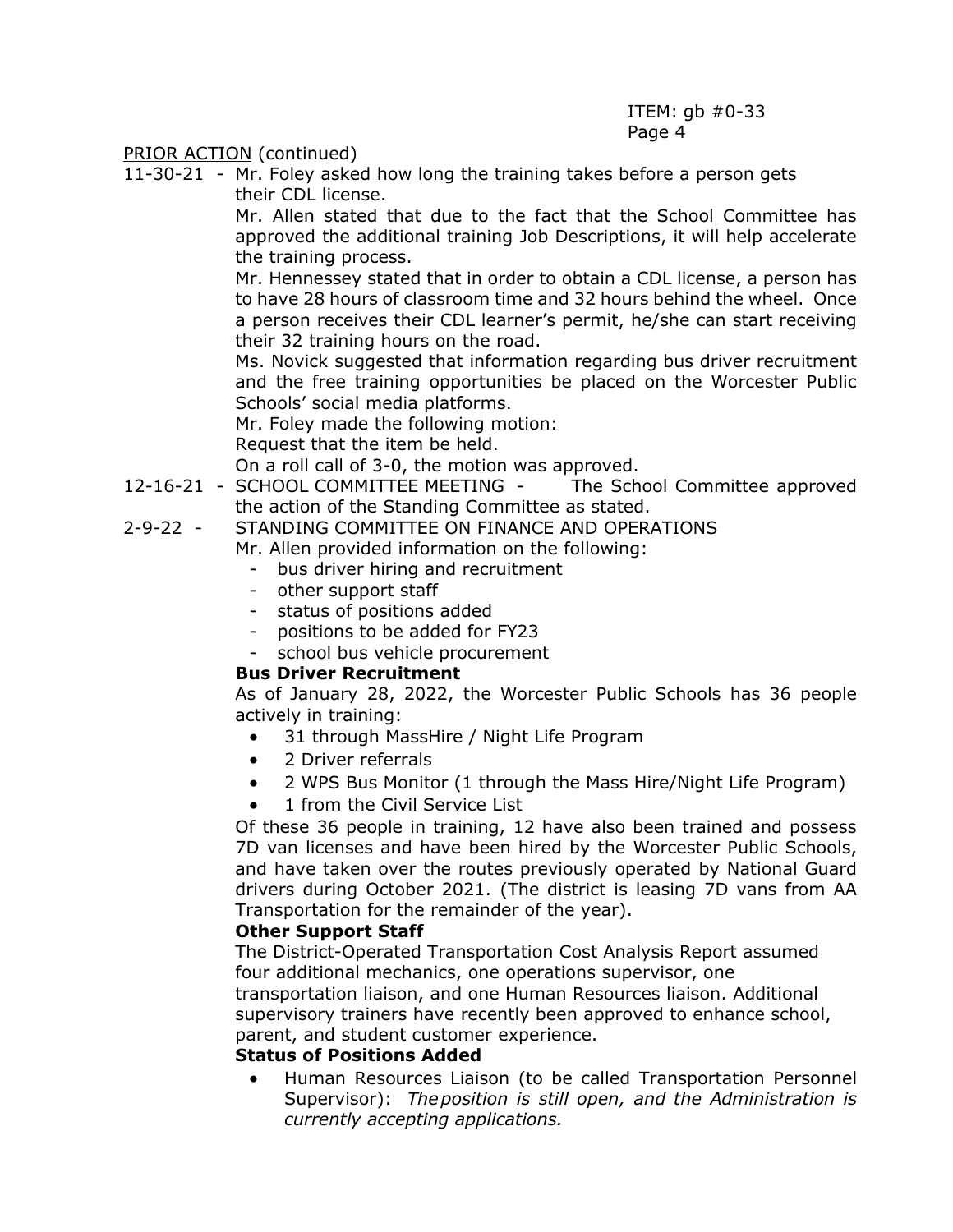ITEM: gb #0-33

PRIOR ACTION (continued)

11-30-21 - Mr. Foley asked how long the training takes before a person gets their CDL license.

Mr. Allen stated that due to the fact that the School Committee has approved the additional training Job Descriptions, it will help accelerate the training process.

Mr. Hennessey stated that in order to obtain a CDL license, a person has to have 28 hours of classroom time and 32 hours behind the wheel. Once a person receives their CDL learner's permit, he/she can start receiving their 32 training hours on the road.

Ms. Novick suggested that information regarding bus driver recruitment and the free training opportunities be placed on the Worcester Public Schools' social media platforms.

Mr. Foley made the following motion:

Request that the item be held.

On a roll call of 3-0, the motion was approved.

12-16-21 - SCHOOL COMMITTEE MEETING - The School Committee approved the action of the Standing Committee as stated.

2-9-22 - STANDING COMMITTEE ON FINANCE AND OPERATIONS

Mr. Allen provided information on the following:

- bus driver hiring and recruitment
- other support staff
- status of positions added
- positions to be added for FY23
- school bus vehicle procurement

**Bus Driver Recruitment**

As of January 28, 2022, the Worcester Public Schools has 36 people actively in training:

- 31 through MassHire / Night Life Program
- 2 Driver referrals
- 2 WPS Bus Monitor (1 through the Mass Hire/Night Life Program)
- 1 from the Civil Service List

Of these 36 people in training, 12 have also been trained and possess 7D van licenses and have been hired by the Worcester Public Schools, and have taken over the routes previously operated by National Guard drivers during October 2021. (The district is leasing 7D vans from AA Transportation for the remainder of the year).

**Other Support Staff**

The District-Operated Transportation Cost Analysis Report assumed four additional mechanics, one operations supervisor, one transportation liaison, and one Human Resources liaison. Additional supervisory trainers have recently been approved to enhance school, parent, and student customer experience.

**Status of Positions Added**

- Human Resources Liaison (to be called Transportation Personnel Supervisor): *The position is still open, and the Administration is currently accepting applications.*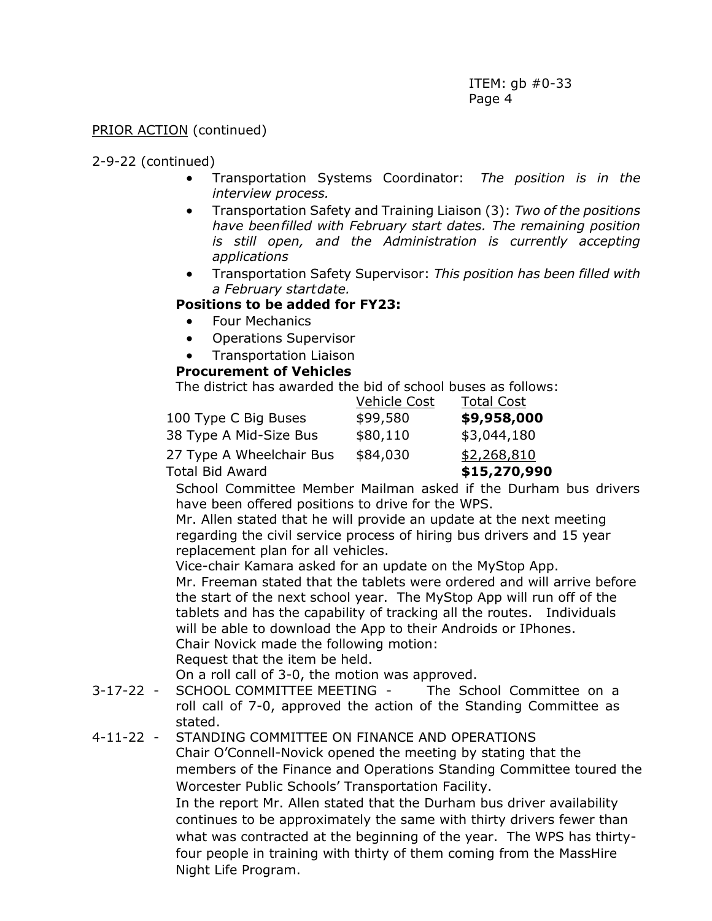PRIOR ACTION (continued)

2-9-22 (continued)

- Transportation Systems Coordinator: *The position is in the interview process.*
- Transportation Safety and Training Liaison (3): *Two of the positions have been filled with February start dates. The remaining position is still open, and the Administration is currently accepting applications*
- Transportation Safety Supervisor: *This position has been filled with a February start date.*

**Positions to be added for FY23:**

- Four Mechanics
- Operations Supervisor
- Transportation Liaison

**Procurement of Vehicles**

The district has awarded the bid of school buses as follows:

| | Vehicle Cost | Total Cost |
|---|---|---|
| 100 Type C Big Buses | $99,580 | **$9,958,000** |
| 38 Type A Mid-Size Bus | $80,110 | $3,044,180 |
| 27 Type A Wheelchair Bus | $84,030 | $2,268,810 |
| Total Bid Award | | **$15,270,990** |

School Committee Member Mailman asked if the Durham bus drivers have been offered positions to drive for the WPS.

Mr. Allen stated that he will provide an update at the next meeting regarding the civil service process of hiring bus drivers and 15 year replacement plan for all vehicles.

Vice-chair Kamara asked for an update on the MyStop App.

Mr. Freeman stated that the tablets were ordered and will arrive before the start of the next school year. The MyStop App will run off of the tablets and has the capability of tracking all the routes. Individuals will be able to download the App to their Androids or IPhones.

Chair Novick made the following motion:

Request that the item be held.

On a roll call of 3-0, the motion was approved.

3-17-22 - SCHOOL COMMITTEE MEETING - The School Committee on a roll call of 7-0, approved the action of the Standing Committee as stated.

4-11-22 - STANDING COMMITTEE ON FINANCE AND OPERATIONS

Chair O'Connell-Novick opened the meeting by stating that the members of the Finance and Operations Standing Committee toured the Worcester Public Schools' Transportation Facility.

In the report Mr. Allen stated that the Durham bus driver availability continues to be approximately the same with thirty drivers fewer than what was contracted at the beginning of the year. The WPS has thirty-four people in training with thirty of them coming from the MassHire Night Life Program.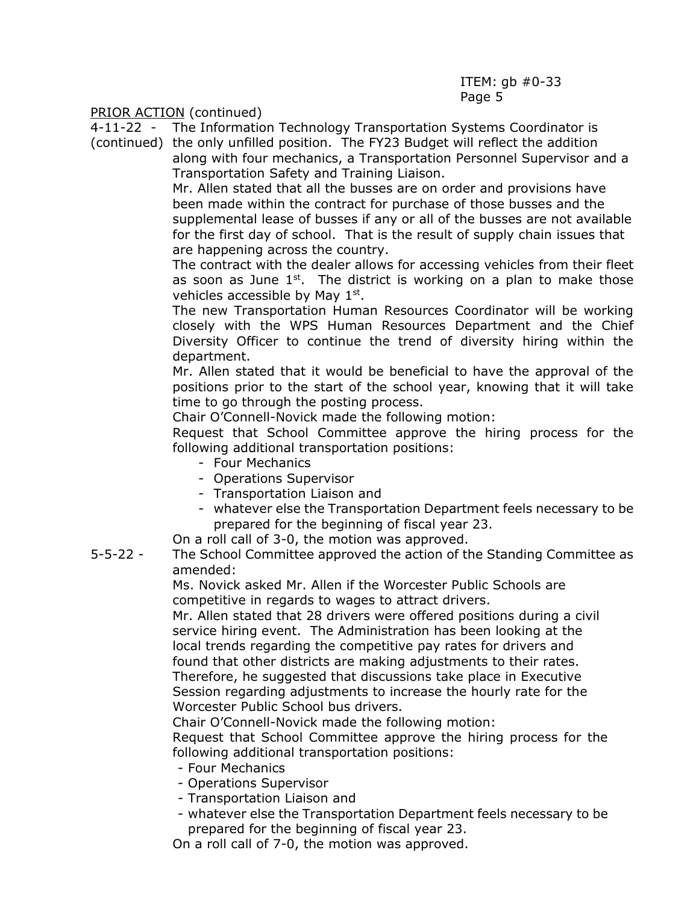ITEM: gb #0-33
Page 5

PRIOR ACTION (continued)

4-11-22 - (continued) The Information Technology Transportation Systems Coordinator is the only unfilled position. The FY23 Budget will reflect the addition along with four mechanics, a Transportation Personnel Supervisor and a Transportation Safety and Training Liaison.

Mr. Allen stated that all the busses are on order and provisions have been made within the contract for purchase of those busses and the supplemental lease of busses if any or all of the busses are not available for the first day of school. That is the result of supply chain issues that are happening across the country.

The contract with the dealer allows for accessing vehicles from their fleet as soon as June 1st. The district is working on a plan to make those vehicles accessible by May 1st.

The new Transportation Human Resources Coordinator will be working closely with the WPS Human Resources Department and the Chief Diversity Officer to continue the trend of diversity hiring within the department.

Mr. Allen stated that it would be beneficial to have the approval of the positions prior to the start of the school year, knowing that it will take time to go through the posting process.

Chair O'Connell-Novick made the following motion:

Request that School Committee approve the hiring process for the following additional transportation positions:

- Four Mechanics
- Operations Supervisor
- Transportation Liaison and
- whatever else the Transportation Department feels necessary to be prepared for the beginning of fiscal year 23.

On a roll call of 3-0, the motion was approved.

5-5-22 - The School Committee approved the action of the Standing Committee as amended:

Ms. Novick asked Mr. Allen if the Worcester Public Schools are competitive in regards to wages to attract drivers.

Mr. Allen stated that 28 drivers were offered positions during a civil service hiring event. The Administration has been looking at the local trends regarding the competitive pay rates for drivers and found that other districts are making adjustments to their rates. Therefore, he suggested that discussions take place in Executive Session regarding adjustments to increase the hourly rate for the Worcester Public School bus drivers.

Chair O'Connell-Novick made the following motion:

Request that School Committee approve the hiring process for the following additional transportation positions:

- Four Mechanics
- Operations Supervisor
- Transportation Liaison and
- whatever else the Transportation Department feels necessary to be prepared for the beginning of fiscal year 23.

On a roll call of 7-0, the motion was approved.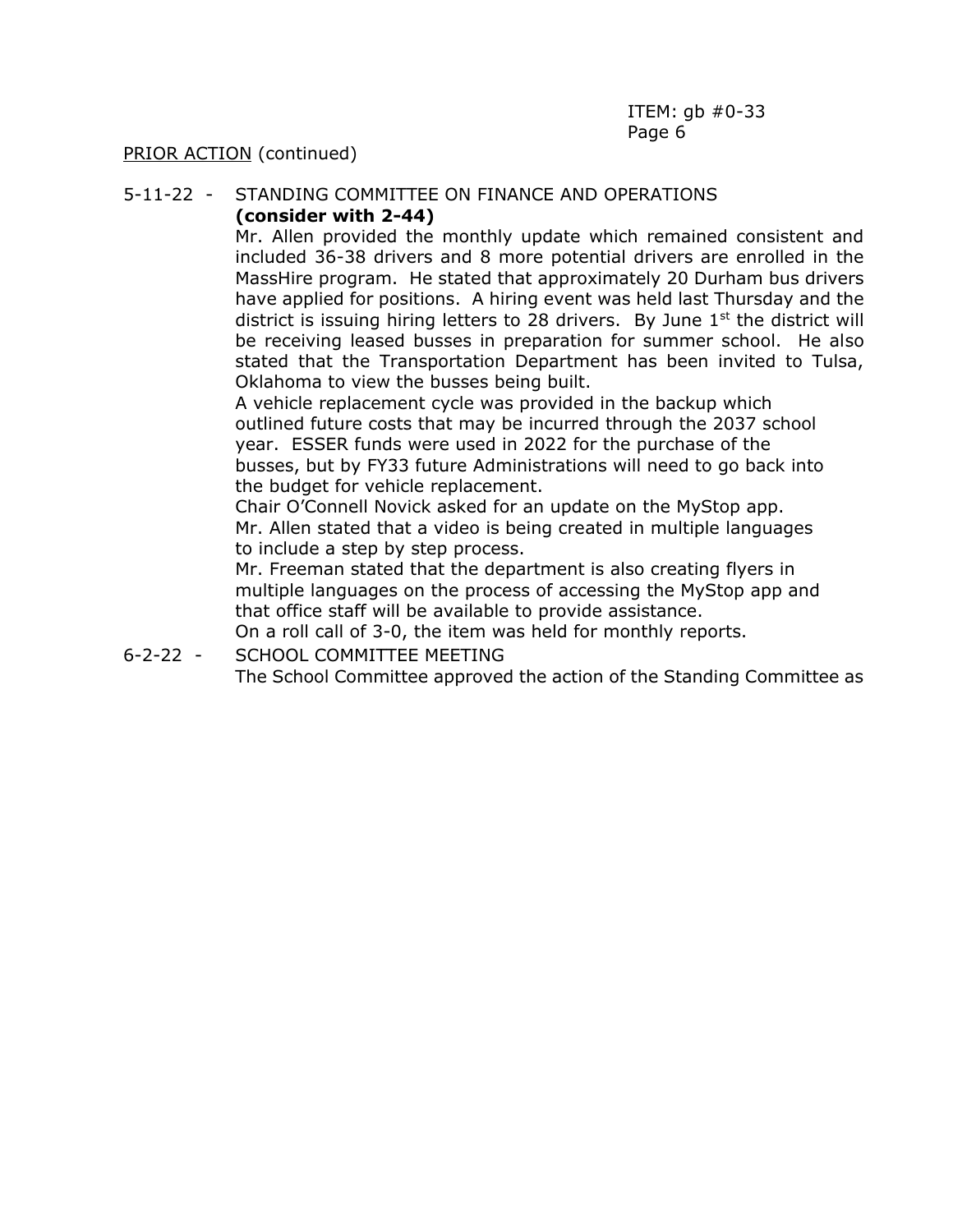ITEM: gb #0-33

PRIOR ACTION (continued)

5-11-22 - STANDING COMMITTEE ON FINANCE AND OPERATIONS
**(consider with 2-44)**

Mr. Allen provided the monthly update which remained consistent and included 36-38 drivers and 8 more potential drivers are enrolled in the MassHire program. He stated that approximately 20 Durham bus drivers have applied for positions. A hiring event was held last Thursday and the district is issuing hiring letters to 28 drivers. By June 1st the district will be receiving leased busses in preparation for summer school. He also stated that the Transportation Department has been invited to Tulsa, Oklahoma to view the busses being built.

A vehicle replacement cycle was provided in the backup which outlined future costs that may be incurred through the 2037 school year. ESSER funds were used in 2022 for the purchase of the busses, but by FY33 future Administrations will need to go back into the budget for vehicle replacement.

Chair O'Connell Novick asked for an update on the MyStop app.

Mr. Allen stated that a video is being created in multiple languages to include a step by step process.

Mr. Freeman stated that the department is also creating flyers in multiple languages on the process of accessing the MyStop app and that office staff will be available to provide assistance.

On a roll call of 3-0, the item was held for monthly reports.

6-2-22 - SCHOOL COMMITTEE MEETING

The School Committee approved the action of the Standing Committee as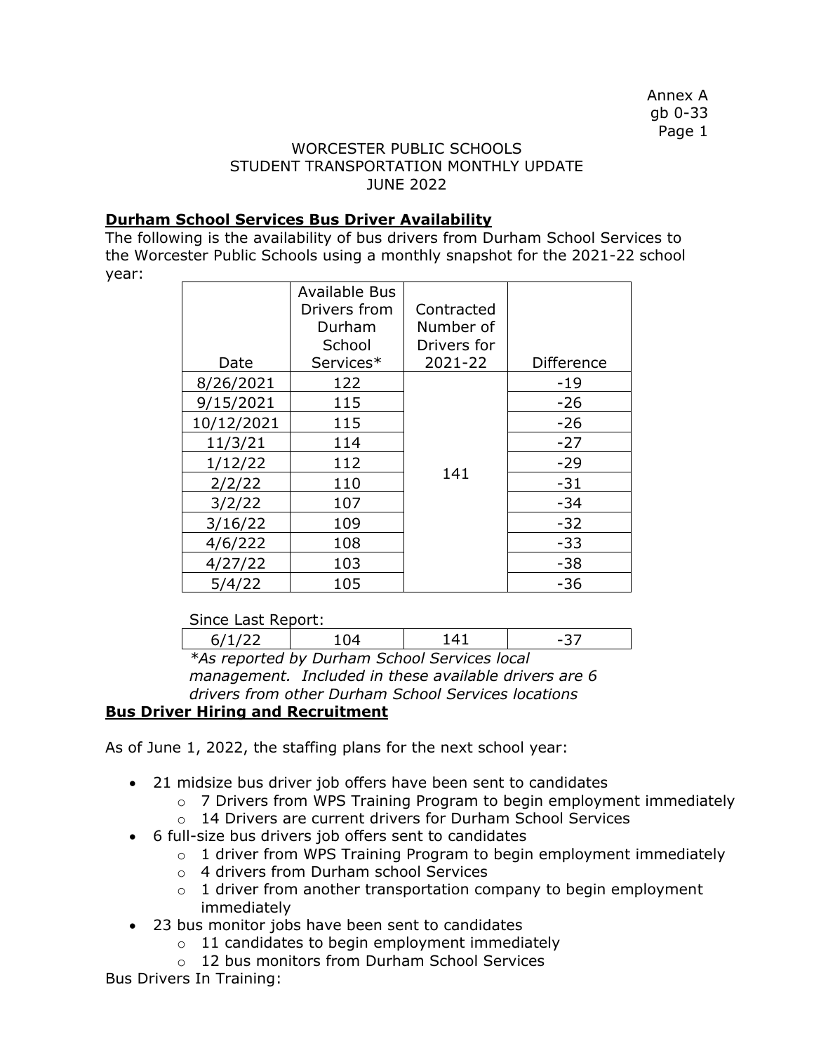Annex A
gb 0-33
Page 1

WORCESTER PUBLIC SCHOOLS
STUDENT TRANSPORTATION MONTHLY UPDATE
JUNE 2022

**Durham School Services Bus Driver Availability**

The following is the availability of bus drivers from Durham School Services to the Worcester Public Schools using a monthly snapshot for the 2021-22 school year:

| Date | Available Bus Drivers from Durham School Services* | Contracted Number of Drivers for 2021-22 | Difference |
|---|---|---|---|
| 8/26/2021 | 122 | 141 | -19 |
| 9/15/2021 | 115 | | -26 |
| 10/12/2021 | 115 | | -26 |
| 11/3/21 | 114 | | -27 |
| 1/12/22 | 112 | | -29 |
| 2/2/22 | 110 | | -31 |
| 3/2/22 | 107 | | -34 |
| 3/16/22 | 109 | | -32 |
| 4/6/222 | 108 | | -33 |
| 4/27/22 | 103 | | -38 |
| 5/4/22 | 105 | | -36 |

Since Last Report:

| | | | |
|---|---|---|---|
| 6/1/22 | 104 | 141 | -37 |

*As reported by Durham School Services local management. Included in these available drivers are 6 drivers from other Durham School Services locations*

**Bus Driver Hiring and Recruitment**

As of June 1, 2022, the staffing plans for the next school year:

- 21 midsize bus driver job offers have been sent to candidates
  - 7 Drivers from WPS Training Program to begin employment immediately
  - 14 Drivers are current drivers for Durham School Services
- 6 full-size bus drivers job offers sent to candidates
  - 1 driver from WPS Training Program to begin employment immediately
  - 4 drivers from Durham school Services
  - 1 driver from another transportation company to begin employment immediately
- 23 bus monitor jobs have been sent to candidates
  - 11 candidates to begin employment immediately
  - 12 bus monitors from Durham School Services

Bus Drivers In Training: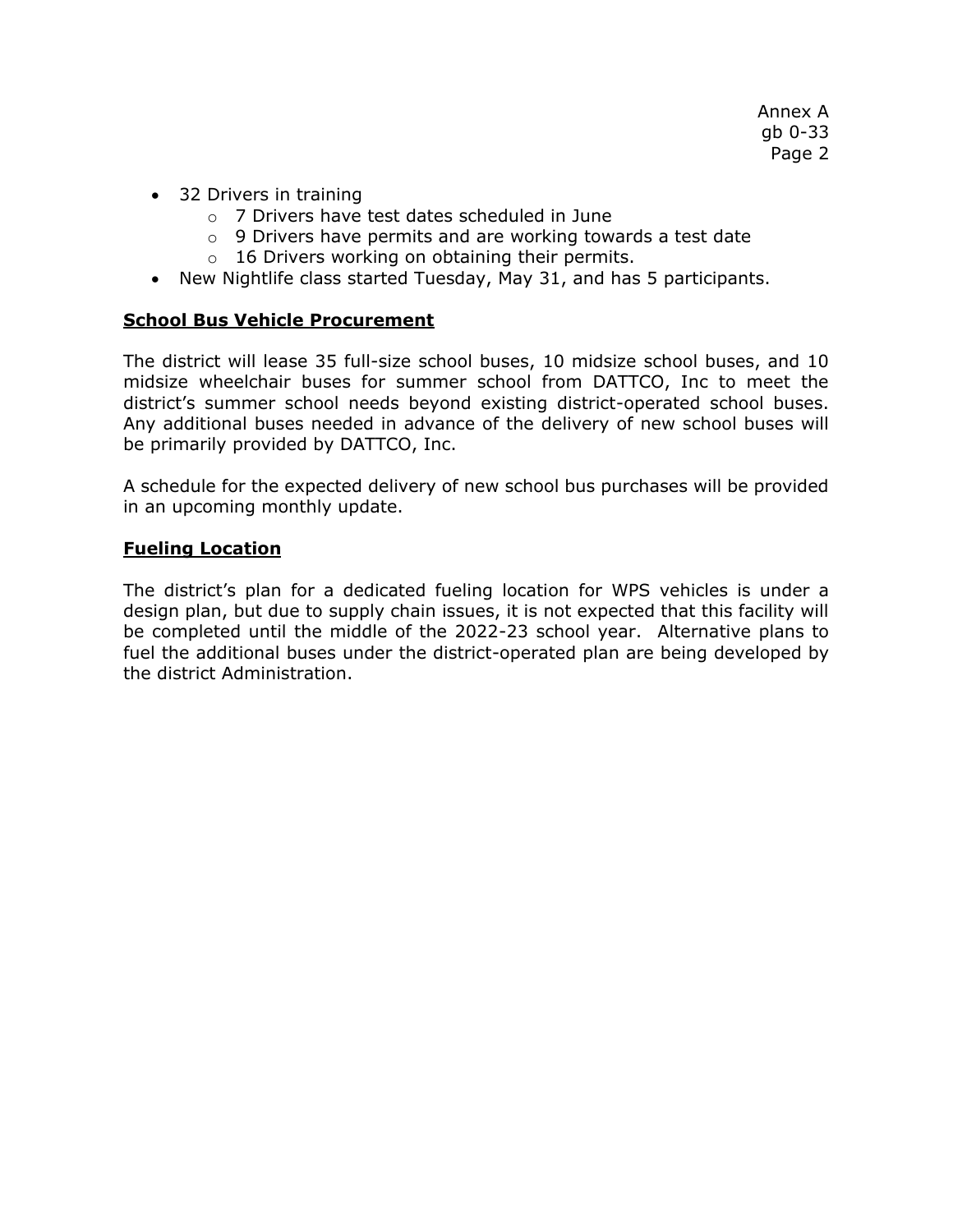- 32 Drivers in training
  - 7 Drivers have test dates scheduled in June
  - 9 Drivers have permits and are working towards a test date
  - 16 Drivers working on obtaining their permits.
- New Nightlife class started Tuesday, May 31, and has 5 participants.

**School Bus Vehicle Procurement**

The district will lease 35 full-size school buses, 10 midsize school buses, and 10 midsize wheelchair buses for summer school from DATTCO, Inc to meet the district's summer school needs beyond existing district-operated school buses. Any additional buses needed in advance of the delivery of new school buses will be primarily provided by DATTCO, Inc.

A schedule for the expected delivery of new school bus purchases will be provided in an upcoming monthly update.

**Fueling Location**

The district's plan for a dedicated fueling location for WPS vehicles is under a design plan, but due to supply chain issues, it is not expected that this facility will be completed until the middle of the 2022-23 school year. Alternative plans to fuel the additional buses under the district-operated plan are being developed by the district Administration.